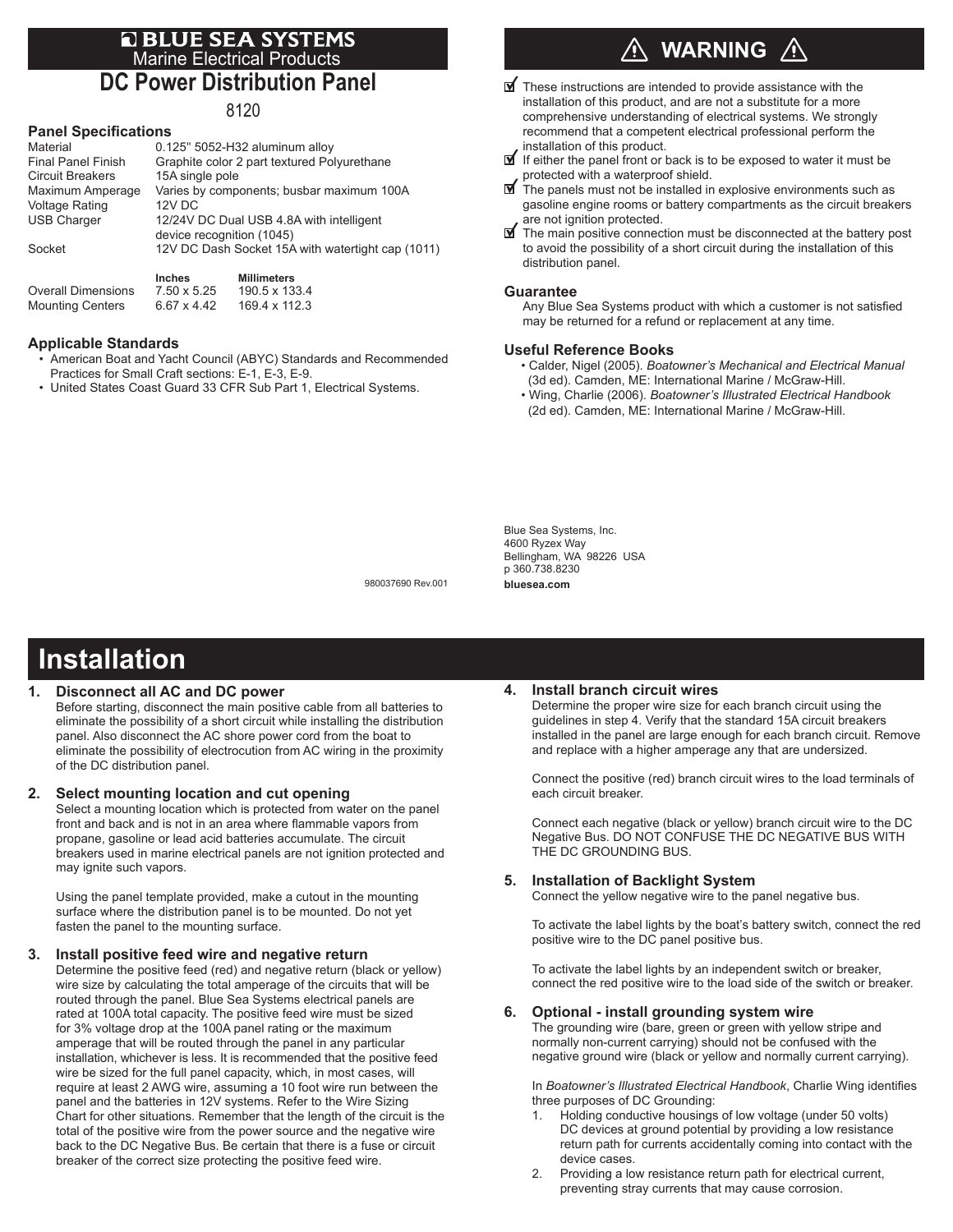# BLUE SEA SYSTEMS

Marine Electrical Products

# DC Power Distribution Panel

8120

### Panel Specifications

| | |
|---|---|
| Material | 0.125" 5052-H32 aluminum alloy |
| Final Panel Finish | Graphite color 2 part textured Polyurethane |
| Circuit Breakers | 15A single pole |
| Maximum Amperage | Varies by components; busbar maximum 100A |
| Voltage Rating | 12V DC |
| USB Charger | 12/24V DC Dual USB 4.8A with intelligent device recognition (1045) |
| Socket | 12V DC Dash Socket 15A with watertight cap (1011) |

| | Inches | Millimeters |
|---|---|---|
| Overall Dimensions | 7.50 x 5.25 | 190.5 x 133.4 |
| Mounting Centers | 6.67 x 4.42 | 169.4 x 112.3 |

### Applicable Standards

- American Boat and Yacht Council (ABYC) Standards and Recommended Practices for Small Craft sections: E-1, E-3, E-9.
- United States Coast Guard 33 CFR Sub Part 1, Electrical Systems.

980037690 Rev.001

## ⚠ WARNING ⚠

- ☑ These instructions are intended to provide assistance with the installation of this product, and are not a substitute for a more comprehensive understanding of electrical systems. We strongly recommend that a competent electrical professional perform the installation of this product.
- ☑ If either the panel front or back is to be exposed to water it must be protected with a waterproof shield.
- ☑ The panels must not be installed in explosive environments such as gasoline engine rooms or battery compartments as the circuit breakers are not ignition protected.
- ☑ The main positive connection must be disconnected at the battery post to avoid the possibility of a short circuit during the installation of this distribution panel.

### Guarantee

Any Blue Sea Systems product with which a customer is not satisfied may be returned for a refund or replacement at any time.

### Useful Reference Books

- Calder, Nigel (2005). *Boatowner's Mechanical and Electrical Manual* (3d ed). Camden, ME: International Marine / McGraw-Hill.
- Wing, Charlie (2006). *Boatowner's Illustrated Electrical Handbook* (2d ed). Camden, ME: International Marine / McGraw-Hill.

Blue Sea Systems, Inc.
4600 Ryzex Way
Bellingham, WA 98226 USA
p 360.738.8230
**bluesea.com**

# Installation

### 1. Disconnect all AC and DC power

Before starting, disconnect the main positive cable from all batteries to eliminate the possibility of a short circuit while installing the distribution panel. Also disconnect the AC shore power cord from the boat to eliminate the possibility of electrocution from AC wiring in the proximity of the DC distribution panel.

### 2. Select mounting location and cut opening

Select a mounting location which is protected from water on the panel front and back and is not in an area where flammable vapors from propane, gasoline or lead acid batteries accumulate. The circuit breakers used in marine electrical panels are not ignition protected and may ignite such vapors.

Using the panel template provided, make a cutout in the mounting surface where the distribution panel is to be mounted. Do not yet fasten the panel to the mounting surface.

### 3. Install positive feed wire and negative return

Determine the positive feed (red) and negative return (black or yellow) wire size by calculating the total amperage of the circuits that will be routed through the panel. Blue Sea Systems electrical panels are rated at 100A total capacity. The positive feed wire must be sized for 3% voltage drop at the 100A panel rating or the maximum amperage that will be routed through the panel in any particular installation, whichever is less. It is recommended that the positive feed wire be sized for the full panel capacity, which, in most cases, will require at least 2 AWG wire, assuming a 10 foot wire run between the panel and the batteries in 12V systems. Refer to the Wire Sizing Chart for other situations. Remember that the length of the circuit is the total of the positive wire from the power source and the negative wire back to the DC Negative Bus. Be certain that there is a fuse or circuit breaker of the correct size protecting the positive feed wire.

### 4. Install branch circuit wires

Determine the proper wire size for each branch circuit using the guidelines in step 4. Verify that the standard 15A circuit breakers installed in the panel are large enough for each branch circuit. Remove and replace with a higher amperage any that are undersized.

Connect the positive (red) branch circuit wires to the load terminals of each circuit breaker.

Connect each negative (black or yellow) branch circuit wire to the DC Negative Bus. DO NOT CONFUSE THE DC NEGATIVE BUS WITH THE DC GROUNDING BUS.

### 5. Installation of Backlight System

Connect the yellow negative wire to the panel negative bus.

To activate the label lights by the boat's battery switch, connect the red positive wire to the DC panel positive bus.

To activate the label lights by an independent switch or breaker, connect the red positive wire to the load side of the switch or breaker.

### 6. Optional - install grounding system wire

The grounding wire (bare, green or green with yellow stripe and normally non-current carrying) should not be confused with the negative ground wire (black or yellow and normally current carrying).

In *Boatowner's Illustrated Electrical Handbook*, Charlie Wing identifies three purposes of DC Grounding:

1. Holding conductive housings of low voltage (under 50 volts) DC devices at ground potential by providing a low resistance return path for currents accidentally coming into contact with the device cases.
2. Providing a low resistance return path for electrical current, preventing stray currents that may cause corrosion.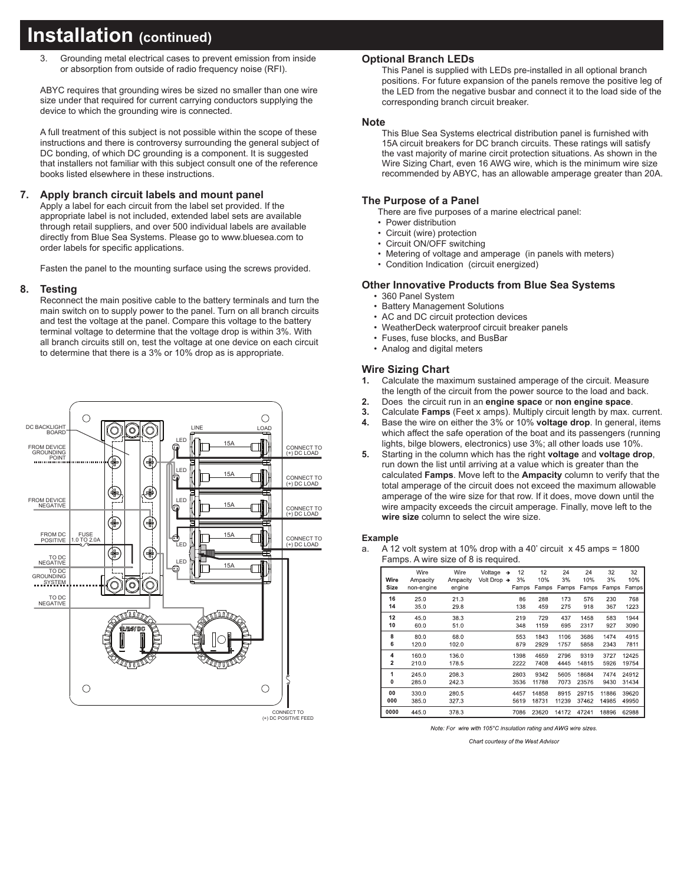# Installation (continued)

3. Grounding metal electrical cases to prevent emission from inside or absorption from outside of radio frequency noise (RFI).

ABYC requires that grounding wires be sized no smaller than one wire size under that required for current carrying conductors supplying the device to which the grounding wire is connected.

A full treatment of this subject is not possible within the scope of these instructions and there is controversy surrounding the general subject of DC bonding, of which DC grounding is a component. It is suggested that installers not familiar with this subject consult one of the reference books listed elsewhere in these instructions.

## 7. Apply branch circuit labels and mount panel

Apply a label for each circuit from the label set provided. If the appropriate label is not included, extended label sets are available through retail suppliers, and over 500 individual labels are available directly from Blue Sea Systems. Please go to www.bluesea.com to order labels for specific applications.

Fasten the panel to the mounting surface using the screws provided.

## 8. Testing

Reconnect the main positive cable to the battery terminals and turn the main switch on to supply power to the panel. Turn on all branch circuits and test the voltage at the panel. Compare this voltage to the battery terminal voltage to determine that the voltage drop is within 3%. With all branch circuits still on, test the voltage at one device on each circuit to determine that there is a 3% or 10% drop as is appropriate.

DC BACKLIGHT BOARD
FROM DEVICE GROUNDING POINT
FROM DEVICE NEGATIVE
FROM DC POSITIVE
FUSE 1.0 TO 2.0A
TO DC NEGATIVE
TO DC GROUNDING SYSTEM
TO DC NEGATIVE
LINE
LOAD
LED
15A
CONNECT TO (+) DC LOAD
12/24V DC
CONNECT TO (+) DC POSITIVE FEED

## Optional Branch LEDs

This Panel is supplied with LEDs pre-installed in all optional branch positions. For future expansion of the panels remove the positive leg of the LED from the negative busbar and connect it to the load side of the corresponding branch circuit breaker.

## Note

This Blue Sea Systems electrical distribution panel is furnished with 15A circuit breakers for DC branch circuits. These ratings will satisfy the vast majority of marine circit protection situations. As shown in the Wire Sizing Chart, even 16 AWG wire, which is the minimum wire size recommended by ABYC, has an allowable amperage greater than 20A.

## The Purpose of a Panel

There are five purposes of a marine electrical panel:

- Power distribution
- Circuit (wire) protection
- Circuit ON/OFF switching
- Metering of voltage and amperage (in panels with meters)
- Condition Indication (circuit energized)

## Other Innovative Products from Blue Sea Systems

- 360 Panel System
- Battery Management Solutions
- AC and DC circuit protection devices
- WeatherDeck waterproof circuit breaker panels
- Fuses, fuse blocks, and BusBar
- Analog and digital meters

## Wire Sizing Chart

1. Calculate the maximum sustained amperage of the circuit. Measure the length of the circuit from the power source to the load and back.
2. Does the circuit run in an **engine space** or **non engine space**.
3. Calculate **Famps** (Feet x amps). Multiply circuit length by max. current.
4. Base the wire on either the 3% or 10% **voltage drop**. In general, items which affect the safe operation of the boat and its passengers (running lights, bilge blowers, electronics) use 3%; all other loads use 10%.
5. Starting in the column which has the right **voltage** and **voltage drop**, run down the list until arriving at a value which is greater than the calculated **Famps**. Move left to the **Ampacity** column to verify that the total amperage of the circuit does not exceed the maximum allowable amperage of the wire size for that row. If it does, move down until the wire ampacity exceeds the circuit amperage. Finally, move left to the **wire size** column to select the wire size.

**Example**

a. A 12 volt system at 10% drop with a 40' circuit x 45 amps = 1800 Famps. A wire size of 8 is required.

| Wire Size | Wire Ampacity non-engine | Wire Ampacity engine | Voltage → Volt Drop → | 12 3% Famps | 12 10% Famps | 24 3% Famps | 24 10% Famps | 32 3% Famps | 32 10% Famps |
|---|---|---|---|---|---|---|---|---|---|
| 16 | 25.0 | 21.3 | | 86 | 288 | 173 | 576 | 230 | 768 |
| 14 | 35.0 | 29.8 | | 138 | 459 | 275 | 918 | 367 | 1223 |
| 12 | 45.0 | 38.3 | | 219 | 729 | 437 | 1458 | 583 | 1944 |
| 10 | 60.0 | 51.0 | | 348 | 1159 | 695 | 2317 | 927 | 3090 |
| 8 | 80.0 | 68.0 | | 553 | 1843 | 1106 | 3686 | 1474 | 4915 |
| 6 | 120.0 | 102.0 | | 879 | 2929 | 1757 | 5858 | 2343 | 7811 |
| 4 | 160.0 | 136.0 | | 1398 | 4659 | 2796 | 9319 | 3727 | 12425 |
| 2 | 210.0 | 178.5 | | 2222 | 7408 | 4445 | 14815 | 5926 | 19754 |
| 1 | 245.0 | 208.3 | | 2803 | 9342 | 5605 | 18684 | 7474 | 24912 |
| 0 | 285.0 | 242.3 | | 3536 | 11788 | 7073 | 23576 | 9430 | 31434 |
| 00 | 330.0 | 280.5 | | 4457 | 14858 | 8915 | 29715 | 11886 | 39620 |
| 000 | 385.0 | 327.3 | | 5619 | 18731 | 11239 | 37462 | 14985 | 49950 |
| 0000 | 445.0 | 378.3 | | 7086 | 23620 | 14172 | 47241 | 18896 | 62988 |

*Note: For wire with 105°C insulation rating and AWG wire sizes.*

*Chart courtesy of the West Advisor*